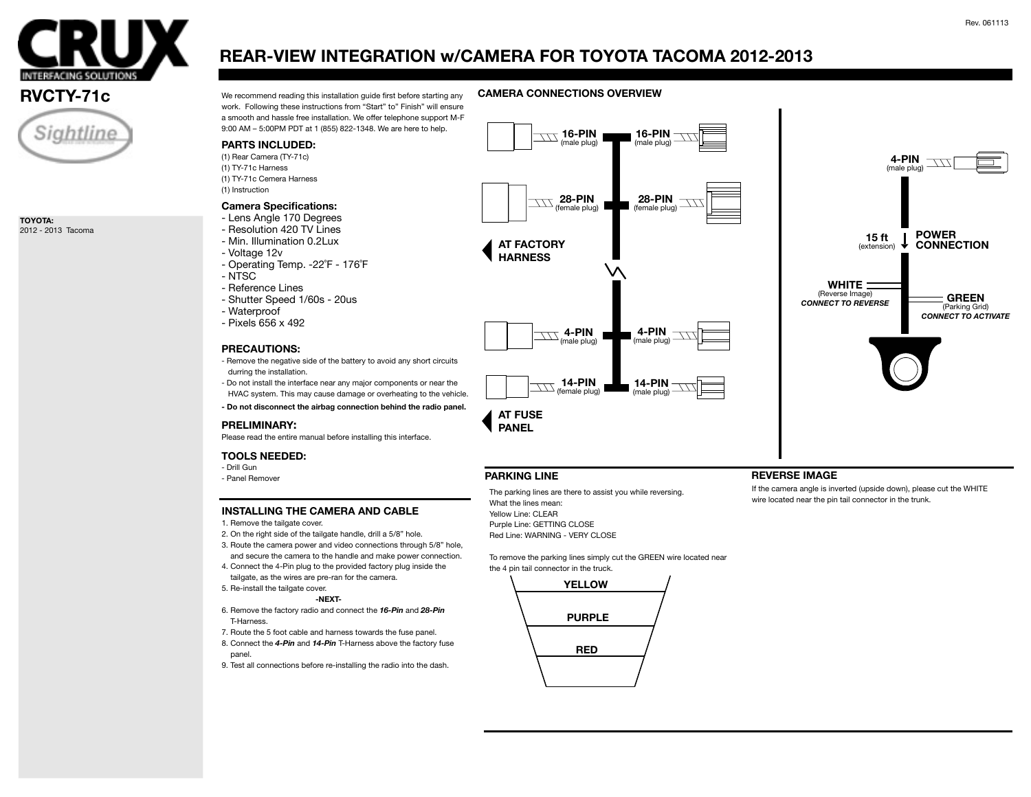# REAR-VIEW INTEGRATION w/CAMERA FOR TOYOTA TACOMA 2012-2013

## RVCTY-71c

**TOYOTA:**
2012 - 2013 Tacoma

We recommend reading this installation guide first before starting any work. Following these instructions from "Start" to" Finish" will ensure a smooth and hassle free installation. We offer telephone support M-F 9:00 AM – 5:00PM PDT at 1 (855) 822-1348. We are here to help.

### PARTS INCLUDED:

(1) Rear Camera (TY-71c)
(1) TY-71c Harness
(1) TY-71c Camera Harness
(1) Instruction

### Camera Specifications:

- Lens Angle 170 Degrees
- Resolution 420 TV Lines
- Min. Illumination 0.2Lux
- Voltage 12v
- Operating Temp. -22˚F - 176˚F
- NTSC
- Reference Lines
- Shutter Speed 1/60s - 20us
- Waterproof
- Pixels 656 x 492

### PRECAUTIONS:

- Remove the negative side of the battery to avoid any short circuits durring the installation.
- Do not install the interface near any major components or near the HVAC system. This may cause damage or overheating to the vehicle.
- **Do not disconnect the airbag connection behind the radio panel.**

### PRELIMINARY:

Please read the entire manual before installing this interface.

### TOOLS NEEDED:

- Drill Gun
- Panel Remover

### INSTALLING THE CAMERA AND CABLE

1. Remove the tailgate cover.
2. On the right side of the tailgate handle, drill a 5/8" hole.
3. Route the camera power and video connections through 5/8" hole, and secure the camera to the handle and make power connection.
4. Connect the 4-Pin plug to the provided factory plug inside the tailgate, as the wires are pre-ran for the camera.
5. Re-install the tailgate cover.

**-NEXT-**

6. Remove the factory radio and connect the ***16-Pin*** and ***28-Pin*** T-Harness.
7. Route the 5 foot cable and harness towards the fuse panel.
8. Connect the ***4-Pin*** and ***14-Pin*** T-Harness above the factory fuse panel.
9. Test all connections before re-installing the radio into the dash.

### CAMERA CONNECTIONS OVERVIEW

**16-PIN** (male plug) — **16-PIN** (male plug)

**28-PIN** (female plug) — **28-PIN** (female plug)

**AT FACTORY HARNESS**

**4-PIN** (male plug) — **4-PIN** (male plug)

**14-PIN** (female plug) — **14-PIN** (male plug)

**AT FUSE PANEL**

**4-PIN** (male plug)

**15 ft** (extension)

**POWER CONNECTION**

**WHITE** (Reverse Image) ***CONNECT TO REVERSE***

**GREEN** (Parking Grid) ***CONNECT TO ACTIVATE***

### PARKING LINE

The parking lines are there to assist you while reversing.
What the lines mean:
Yellow Line: CLEAR
Purple Line: GETTING CLOSE
Red Line: WARNING - VERY CLOSE

To remove the parking lines simply cut the GREEN wire located near the 4 pin tail connector in the truck.

**YELLOW**

**PURPLE**

**RED**

### REVERSE IMAGE

If the camera angle is inverted (upside down), please cut the WHITE wire located near the pin tail connector in the trunk.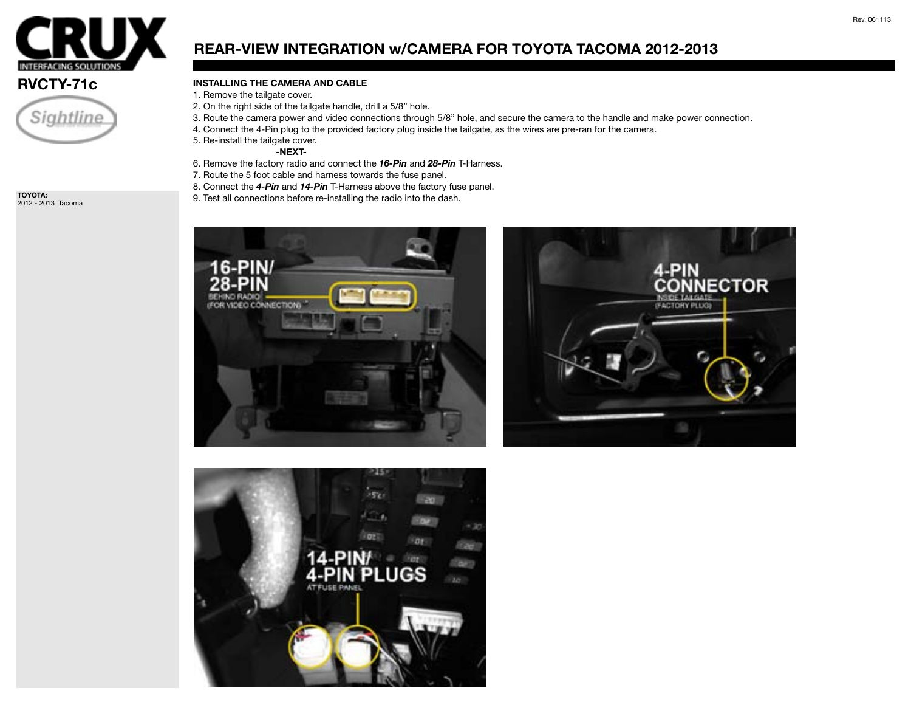Rev. 061113

CRUX INTERFACING SOLUTIONS

**RVCTY-71c**

Sightline

# REAR-VIEW INTEGRATION w/CAMERA FOR TOYOTA TACOMA 2012-2013

**TOYOTA:**
2012 - 2013 Tacoma

**INSTALLING THE CAMERA AND CABLE**

1. Remove the tailgate cover.
2. On the right side of the tailgate handle, drill a 5/8" hole.
3. Route the camera power and video connections through 5/8" hole, and secure the camera to the handle and make power connection.
4. Connect the 4-Pin plug to the provided factory plug inside the tailgate, as the wires are pre-ran for the camera.
5. Re-install the tailgate cover.

**-NEXT-**

6. Remove the factory radio and connect the ***16-Pin*** and ***28-Pin*** T-Harness.
7. Route the 5 foot cable and harness towards the fuse panel.
8. Connect the ***4-Pin*** and ***14-Pin*** T-Harness above the factory fuse panel.
9. Test all connections before re-installing the radio into the dash.

16-PIN/
28-PIN
BEHIND RADIO
(FOR VIDEO CONNECTION)

4-PIN
CONNECTOR
INSIDE TAILGATE
(FACTORY PLUG)

14-PIN/
4-PIN PLUGS
AT FUSE PANEL